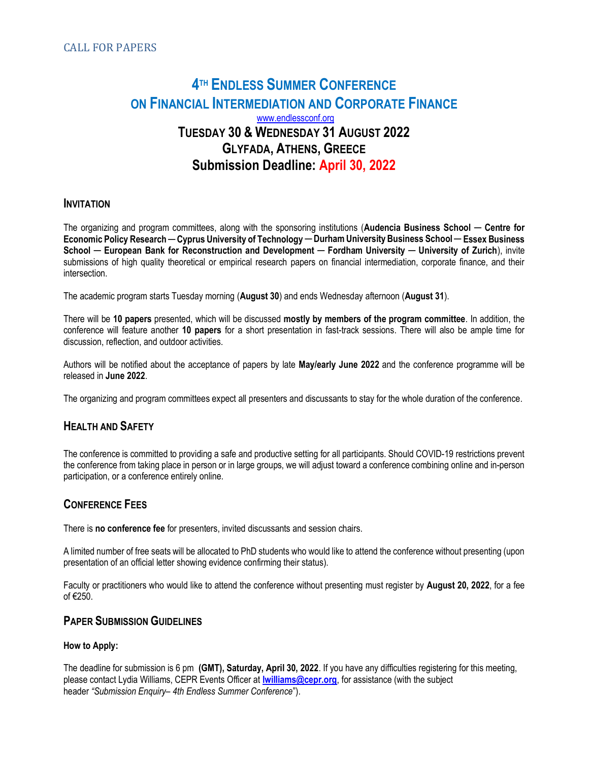CALL FOR PAPERS

# 4TH ENDLESS SUMMER CONFERENCE ON FINANCIAL INTERMEDIATION AND CORPORATE FINANCE

www.endlessconf.org

## TUESDAY 30 & WEDNESDAY 31 AUGUST 2022
## GLYFADA, ATHENS, GREECE
## Submission Deadline: April 30, 2022

## INVITATION

The organizing and program committees, along with the sponsoring institutions (**Audencia Business School — Centre for Economic Policy Research — Cyprus University of Technology — Durham University Business School — Essex Business School — European Bank for Reconstruction and Development — Fordham University — University of Zurich**), invite submissions of high quality theoretical or empirical research papers on financial intermediation, corporate finance, and their intersection.

The academic program starts Tuesday morning (**August 30**) and ends Wednesday afternoon (**August 31**).

There will be **10 papers** presented, which will be discussed **mostly by members of the program committee**. In addition, the conference will feature another **10 papers** for a short presentation in fast-track sessions. There will also be ample time for discussion, reflection, and outdoor activities.

Authors will be notified about the acceptance of papers by late **May/early June 2022** and the conference programme will be released in **June 2022**.

The organizing and program committees expect all presenters and discussants to stay for the whole duration of the conference.

## HEALTH AND SAFETY

The conference is committed to providing a safe and productive setting for all participants. Should COVID-19 restrictions prevent the conference from taking place in person or in large groups, we will adjust toward a conference combining online and in-person participation, or a conference entirely online.

## CONFERENCE FEES

There is **no conference fee** for presenters, invited discussants and session chairs.

A limited number of free seats will be allocated to PhD students who would like to attend the conference without presenting (upon presentation of an official letter showing evidence confirming their status).

Faculty or practitioners who would like to attend the conference without presenting must register by **August 20, 2022**, for a fee of €250.

## PAPER SUBMISSION GUIDELINES

**How to Apply:**

The deadline for submission is 6 pm **(GMT), Saturday, April 30, 2022**. If you have any difficulties registering for this meeting, please contact Lydia Williams, CEPR Events Officer at **lwilliams@cepr.org**, for assistance (with the subject header *"Submission Enquiry– 4th Endless Summer Conference*").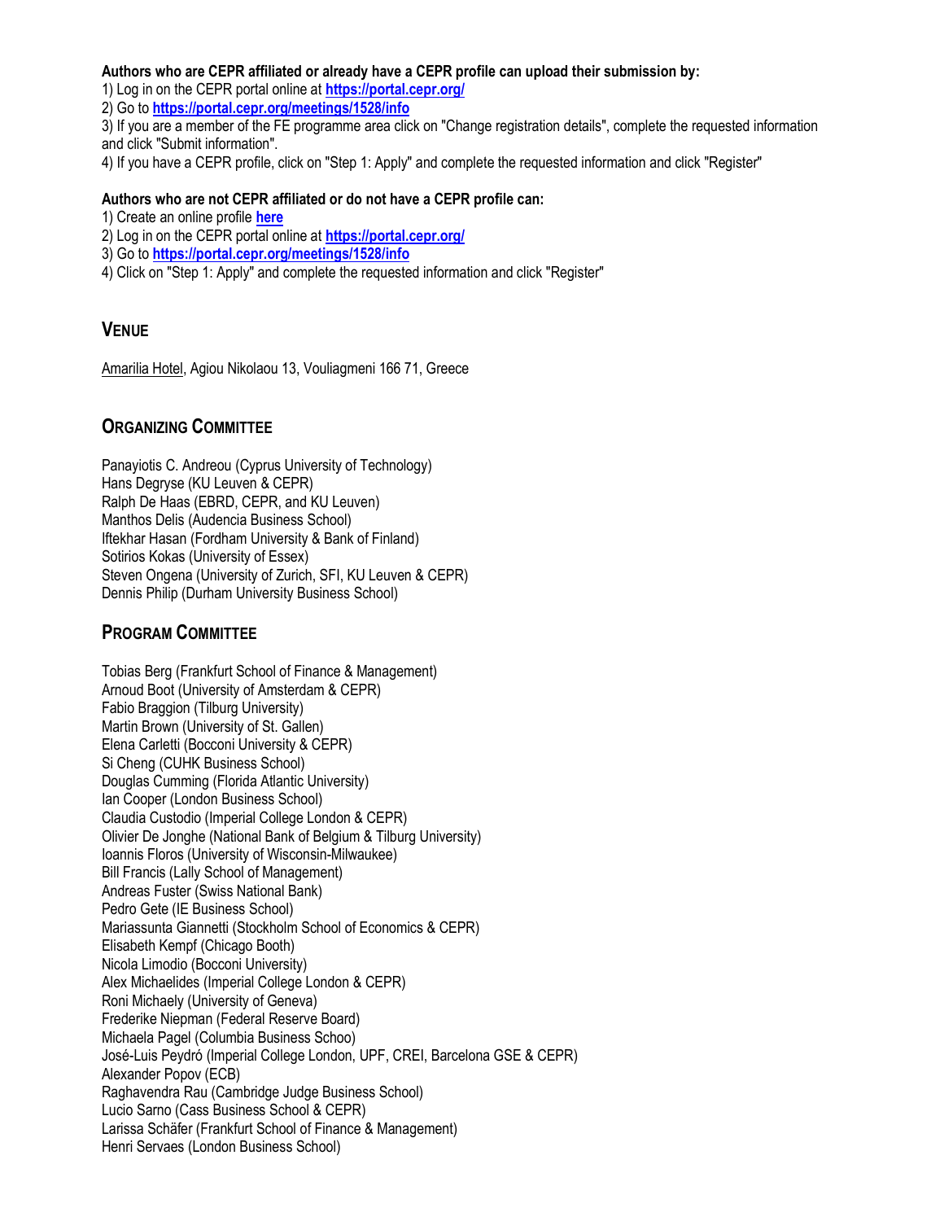**Authors who are CEPR affiliated or already have a CEPR profile can upload their submission by:**

1) Log in on the CEPR portal online at **https://portal.cepr.org/**
2) Go to **https://portal.cepr.org/meetings/1528/info**
3) If you are a member of the FE programme area click on "Change registration details", complete the requested information and click "Submit information".
4) If you have a CEPR profile, click on "Step 1: Apply" and complete the requested information and click "Register"

**Authors who are not CEPR affiliated or do not have a CEPR profile can:**

1) Create an online profile **here**
2) Log in on the CEPR portal online at **https://portal.cepr.org/**
3) Go to **https://portal.cepr.org/meetings/1528/info**
4) Click on "Step 1: Apply" and complete the requested information and click "Register"

## Venue

Amarilia Hotel, Agiou Nikolaou 13, Vouliagmeni 166 71, Greece

## Organizing Committee

Panayiotis C. Andreou (Cyprus University of Technology)
Hans Degryse (KU Leuven & CEPR)
Ralph De Haas (EBRD, CEPR, and KU Leuven)
Manthos Delis (Audencia Business School)
Iftekhar Hasan (Fordham University & Bank of Finland)
Sotirios Kokas (University of Essex)
Steven Ongena (University of Zurich, SFI, KU Leuven & CEPR)
Dennis Philip (Durham University Business School)

## Program Committee

Tobias Berg (Frankfurt School of Finance & Management)
Arnoud Boot (University of Amsterdam & CEPR)
Fabio Braggion (Tilburg University)
Martin Brown (University of St. Gallen)
Elena Carletti (Bocconi University & CEPR)
Si Cheng (CUHK Business School)
Douglas Cumming (Florida Atlantic University)
Ian Cooper (London Business School)
Claudia Custodio (Imperial College London & CEPR)
Olivier De Jonghe (National Bank of Belgium & Tilburg University)
Ioannis Floros (University of Wisconsin-Milwaukee)
Bill Francis (Lally School of Management)
Andreas Fuster (Swiss National Bank)
Pedro Gete (IE Business School)
Mariassunta Giannetti (Stockholm School of Economics & CEPR)
Elisabeth Kempf (Chicago Booth)
Nicola Limodio (Bocconi University)
Alex Michaelides (Imperial College London & CEPR)
Roni Michaely (University of Geneva)
Frederike Niepman (Federal Reserve Board)
Michaela Pagel (Columbia Business Schoo)
José-Luis Peydró (Imperial College London, UPF, CREI, Barcelona GSE & CEPR)
Alexander Popov (ECB)
Raghavendra Rau (Cambridge Judge Business School)
Lucio Sarno (Cass Business School & CEPR)
Larissa Schäfer (Frankfurt School of Finance & Management)
Henri Servaes (London Business School)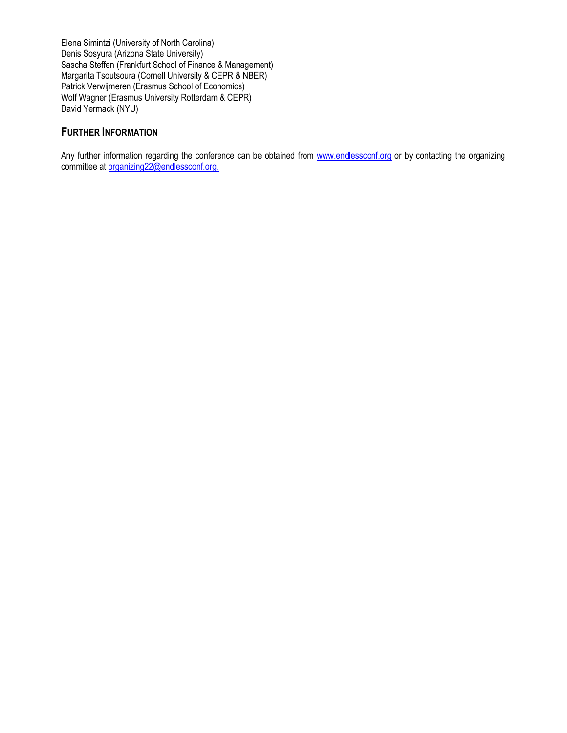Elena Simintzi (University of North Carolina)
Denis Sosyura (Arizona State University)
Sascha Steffen (Frankfurt School of Finance & Management)
Margarita Tsoutsoura (Cornell University & CEPR & NBER)
Patrick Verwijmeren (Erasmus School of Economics)
Wolf Wagner (Erasmus University Rotterdam & CEPR)
David Yermack (NYU)

## FURTHER INFORMATION

Any further information regarding the conference can be obtained from www.endlessconf.org or by contacting the organizing committee at organizing22@endlessconf.org.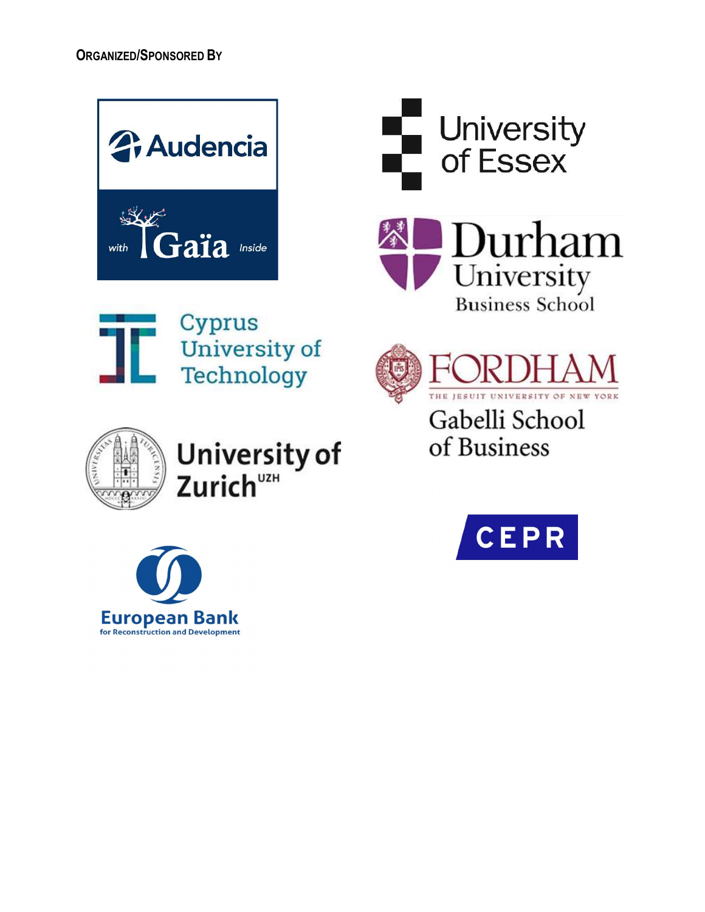**ORGANIZED/SPONSORED BY**

Audencia
with Gaïa Inside

University of Essex

Durham University
Business School

Cyprus University of Technology

FORDHAM
THE JESUIT UNIVERSITY OF NEW YORK
Gabelli School of Business

University of Zurich UZH

CEPR

European Bank
for Reconstruction and Development